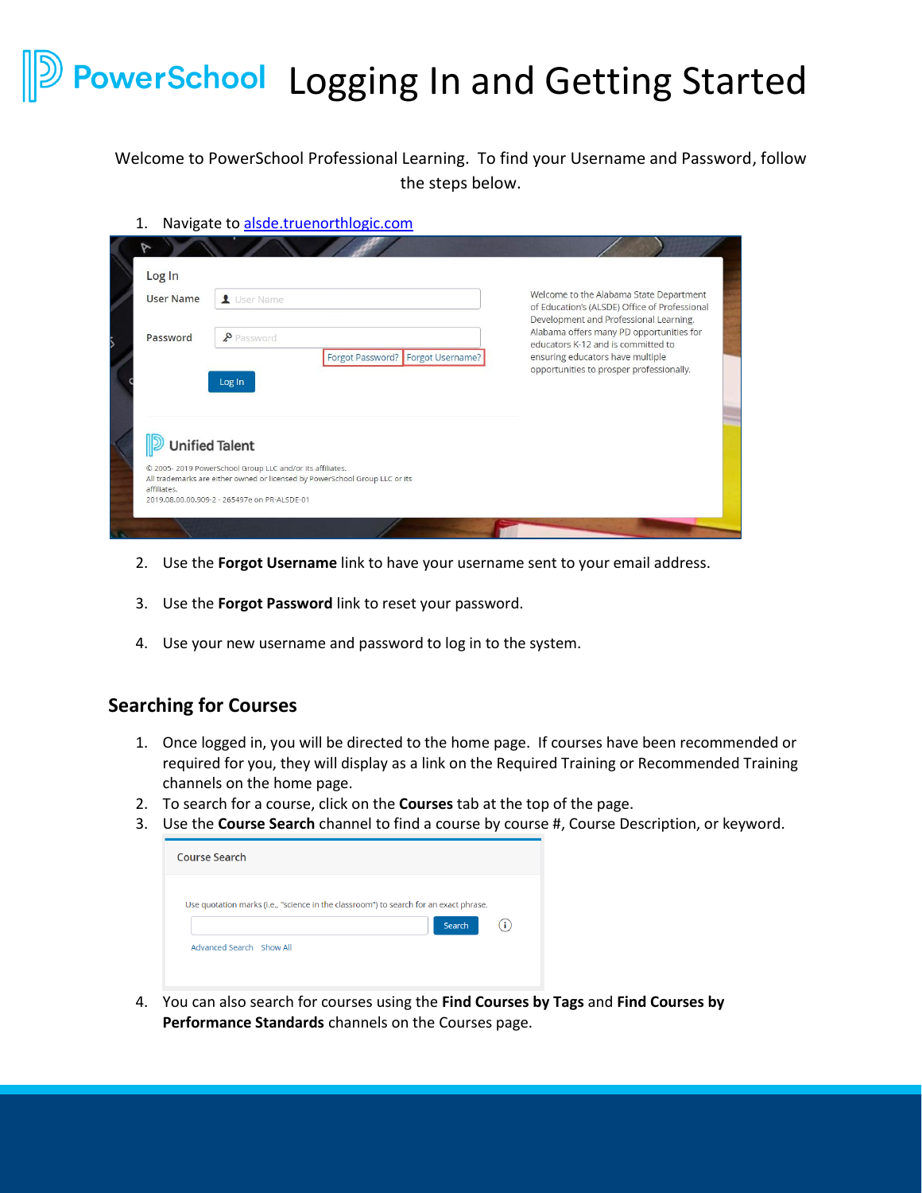# PowerSchool Logging In and Getting Started

Welcome to PowerSchool Professional Learning. To find your Username and Password, follow the steps below.

1. Navigate to alsde.truenorthlogic.com

2. Use the **Forgot Username** link to have your username sent to your email address.

3. Use the **Forgot Password** link to reset your password.

4. Use your new username and password to log in to the system.

## Searching for Courses

1. Once logged in, you will be directed to the home page. If courses have been recommended or required for you, they will display as a link on the Required Training or Recommended Training channels on the home page.
2. To search for a course, click on the **Courses** tab at the top of the page.
3. Use the **Course Search** channel to find a course by course #, Course Description, or keyword.

4. You can also search for courses using the **Find Courses by Tags** and **Find Courses by Performance Standards** channels on the Courses page.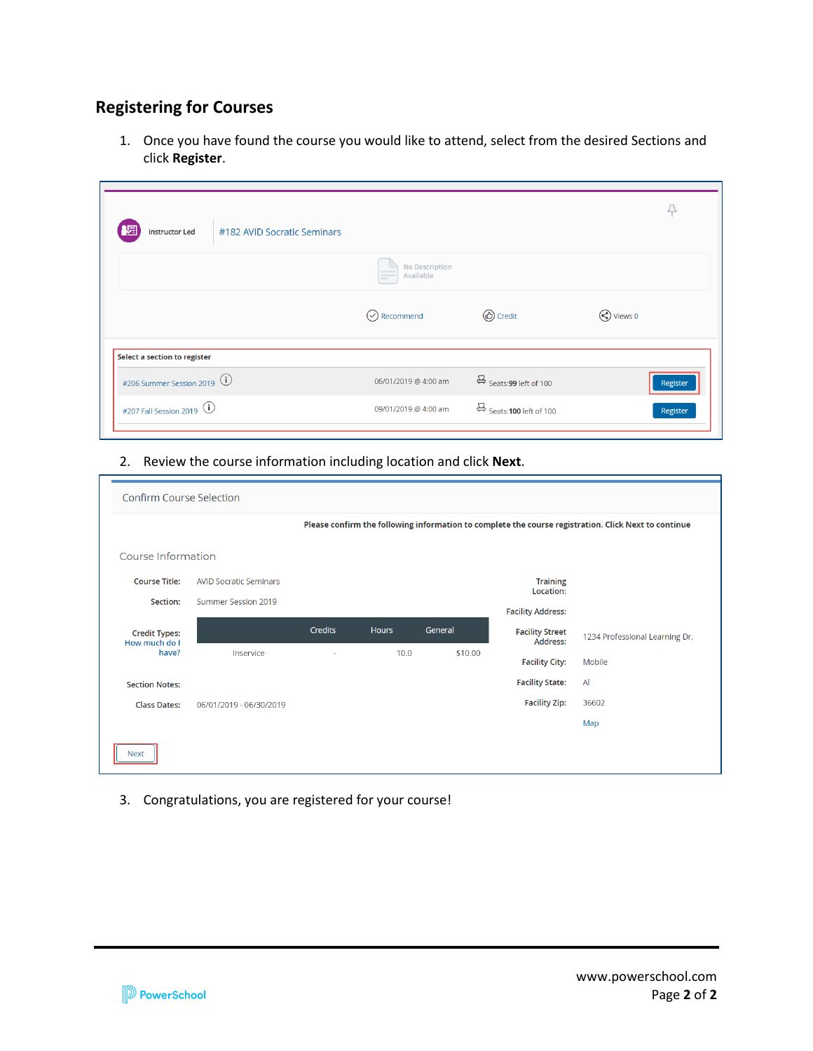## Registering for Courses

1. Once you have found the course you would like to attend, select from the desired Sections and click **Register**.

Instructor Led | #182 AVID Socratic Seminars

No Description Available

Recommend | Credit | Views 0

**Select a section to register**

| | | | |
|---|---|---|---|
| #206 Summer Session 2019 | 06/01/2019 @ 4:00 am | Seats: **99** left of 100 | Register |
| #207 Fall Session 2019 | 09/01/2019 @ 4:00 am | Seats: **100** left of 100 | Register |

2. Review the course information including location and click **Next**.

Confirm Course Selection

**Please confirm the following information to complete the course registration. Click Next to continue**

Course Information

**Course Title:** AVID Socratic Seminars

**Section:** Summer Session 2019

**Credit Types:**
How much do I have?

| | Credits | Hours | General |
|---|---|---|---|
| Inservice | - | 10.0 | $10.00 |

**Section Notes:**

**Class Dates:** 06/01/2019 - 06/30/2019

**Training Location:**

**Facility Address:**

**Facility Street Address:** 1234 Professional Learning Dr.

**Facility City:** Mobile

**Facility State:** Al

**Facility Zip:** 36602

Map

Next

3. Congratulations, you are registered for your course!